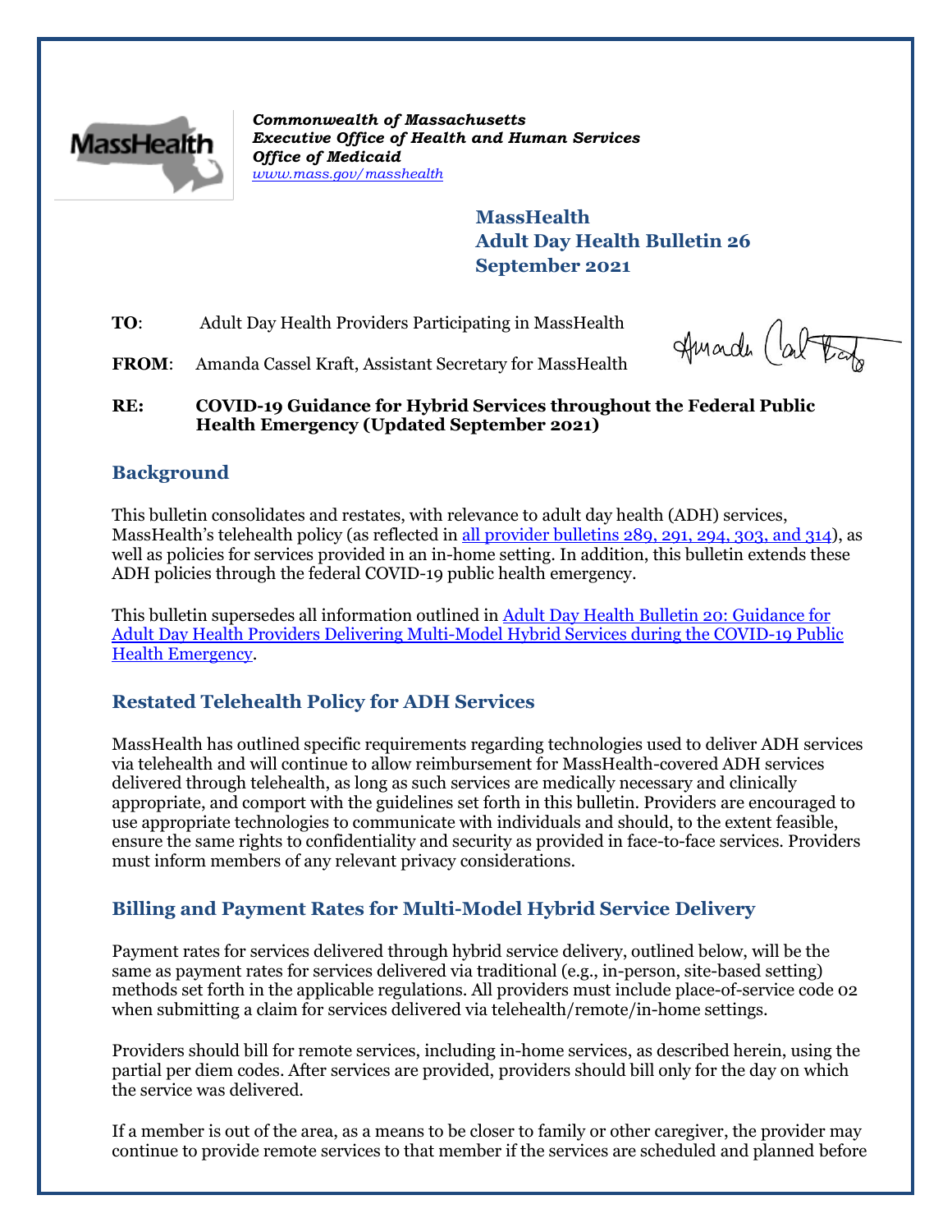*Commonwealth of Massachusetts*
***Executive Office of Health and Human Services***
***Office of Medicaid***
*www.mass.gov/masshealth*

**MassHealth**
**Adult Day Health Bulletin 26**
**September 2021**

**TO**: Adult Day Health Providers Participating in MassHealth

**FROM**: Amanda Cassel Kraft, Assistant Secretary for MassHealth

**RE: COVID-19 Guidance for Hybrid Services throughout the Federal Public Health Emergency (Updated September 2021)**

## Background

This bulletin consolidates and restates, with relevance to adult day health (ADH) services, MassHealth's telehealth policy (as reflected in all provider bulletins 289, 291, 294, 303, and 314), as well as policies for services provided in an in-home setting. In addition, this bulletin extends these ADH policies through the federal COVID-19 public health emergency.

This bulletin supersedes all information outlined in Adult Day Health Bulletin 20: Guidance for Adult Day Health Providers Delivering Multi-Model Hybrid Services during the COVID-19 Public Health Emergency.

## Restated Telehealth Policy for ADH Services

MassHealth has outlined specific requirements regarding technologies used to deliver ADH services via telehealth and will continue to allow reimbursement for MassHealth-covered ADH services delivered through telehealth, as long as such services are medically necessary and clinically appropriate, and comport with the guidelines set forth in this bulletin. Providers are encouraged to use appropriate technologies to communicate with individuals and should, to the extent feasible, ensure the same rights to confidentiality and security as provided in face-to-face services. Providers must inform members of any relevant privacy considerations.

## Billing and Payment Rates for Multi-Model Hybrid Service Delivery

Payment rates for services delivered through hybrid service delivery, outlined below, will be the same as payment rates for services delivered via traditional (e.g., in-person, site-based setting) methods set forth in the applicable regulations. All providers must include place-of-service code 02 when submitting a claim for services delivered via telehealth/remote/in-home settings.

Providers should bill for remote services, including in-home services, as described herein, using the partial per diem codes. After services are provided, providers should bill only for the day on which the service was delivered.

If a member is out of the area, as a means to be closer to family or other caregiver, the provider may continue to provide remote services to that member if the services are scheduled and planned before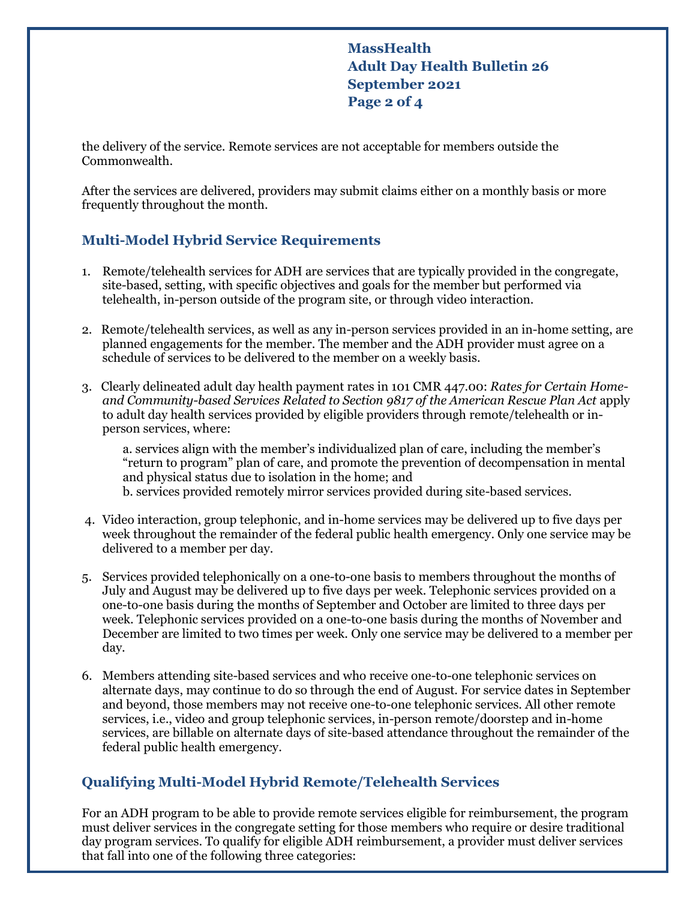the delivery of the service. Remote services are not acceptable for members outside the Commonwealth.

After the services are delivered, providers may submit claims either on a monthly basis or more frequently throughout the month.

## Multi-Model Hybrid Service Requirements

1. Remote/telehealth services for ADH are services that are typically provided in the congregate, site-based, setting, with specific objectives and goals for the member but performed via telehealth, in-person outside of the program site, or through video interaction.

2. Remote/telehealth services, as well as any in-person services provided in an in-home setting, are planned engagements for the member. The member and the ADH provider must agree on a schedule of services to be delivered to the member on a weekly basis.

3. Clearly delineated adult day health payment rates in 101 CMR 447.00: *Rates for Certain Home- and Community-based Services Related to Section 9817 of the American Rescue Plan Act* apply to adult day health services provided by eligible providers through remote/telehealth or in-person services, where:

   a. services align with the member's individualized plan of care, including the member's "return to program" plan of care, and promote the prevention of decompensation in mental and physical status due to isolation in the home; and
   b. services provided remotely mirror services provided during site-based services.

4. Video interaction, group telephonic, and in-home services may be delivered up to five days per week throughout the remainder of the federal public health emergency. Only one service may be delivered to a member per day.

5. Services provided telephonically on a one-to-one basis to members throughout the months of July and August may be delivered up to five days per week. Telephonic services provided on a one-to-one basis during the months of September and October are limited to three days per week. Telephonic services provided on a one-to-one basis during the months of November and December are limited to two times per week. Only one service may be delivered to a member per day.

6. Members attending site-based services and who receive one-to-one telephonic services on alternate days, may continue to do so through the end of August. For service dates in September and beyond, those members may not receive one-to-one telephonic services. All other remote services, i.e., video and group telephonic services, in-person remote/doorstep and in-home services, are billable on alternate days of site-based attendance throughout the remainder of the federal public health emergency.

## Qualifying Multi-Model Hybrid Remote/Telehealth Services

For an ADH program to be able to provide remote services eligible for reimbursement, the program must deliver services in the congregate setting for those members who require or desire traditional day program services. To qualify for eligible ADH reimbursement, a provider must deliver services that fall into one of the following three categories: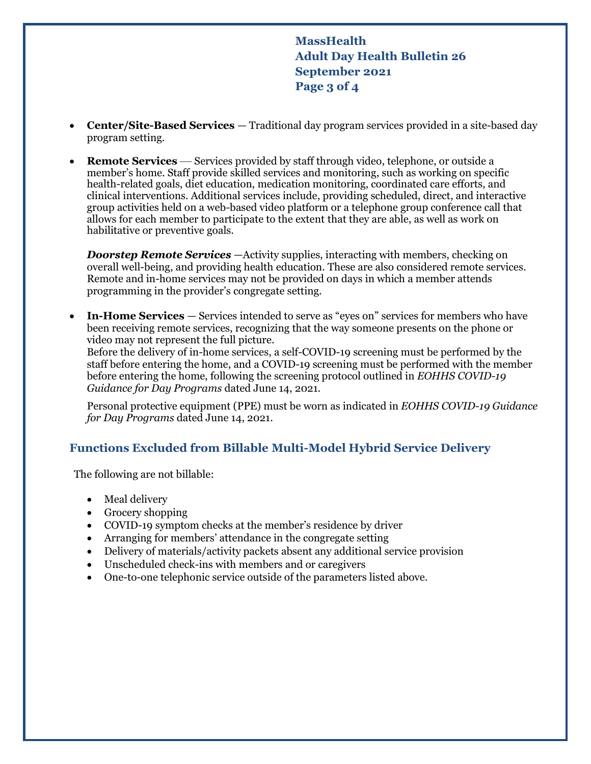- **Center/Site-Based Services** — Traditional day program services provided in a site-based day program setting.
- **Remote Services** — Services provided by staff through video, telephone, or outside a member's home. Staff provide skilled services and monitoring, such as working on specific health-related goals, diet education, medication monitoring, coordinated care efforts, and clinical interventions. Additional services include, providing scheduled, direct, and interactive group activities held on a web-based video platform or a telephone group conference call that allows for each member to participate to the extent that they are able, as well as work on habilitative or preventive goals.

  ***Doorstep Remote Services*** —Activity supplies, interacting with members, checking on overall well-being, and providing health education. These are also considered remote services. Remote and in-home services may not be provided on days in which a member attends programming in the provider's congregate setting.
- **In-Home Services** — Services intended to serve as "eyes on" services for members who have been receiving remote services, recognizing that the way someone presents on the phone or video may not represent the full picture.
  Before the delivery of in-home services, a self-COVID-19 screening must be performed by the staff before entering the home, and a COVID-19 screening must be performed with the member before entering the home, following the screening protocol outlined in *EOHHS COVID-19 Guidance for Day Programs* dated June 14, 2021.

  Personal protective equipment (PPE) must be worn as indicated in *EOHHS COVID-19 Guidance for Day Programs* dated June 14, 2021.

## Functions Excluded from Billable Multi-Model Hybrid Service Delivery

The following are not billable:

- Meal delivery
- Grocery shopping
- COVID-19 symptom checks at the member's residence by driver
- Arranging for members' attendance in the congregate setting
- Delivery of materials/activity packets absent any additional service provision
- Unscheduled check-ins with members and or caregivers
- One-to-one telephonic service outside of the parameters listed above.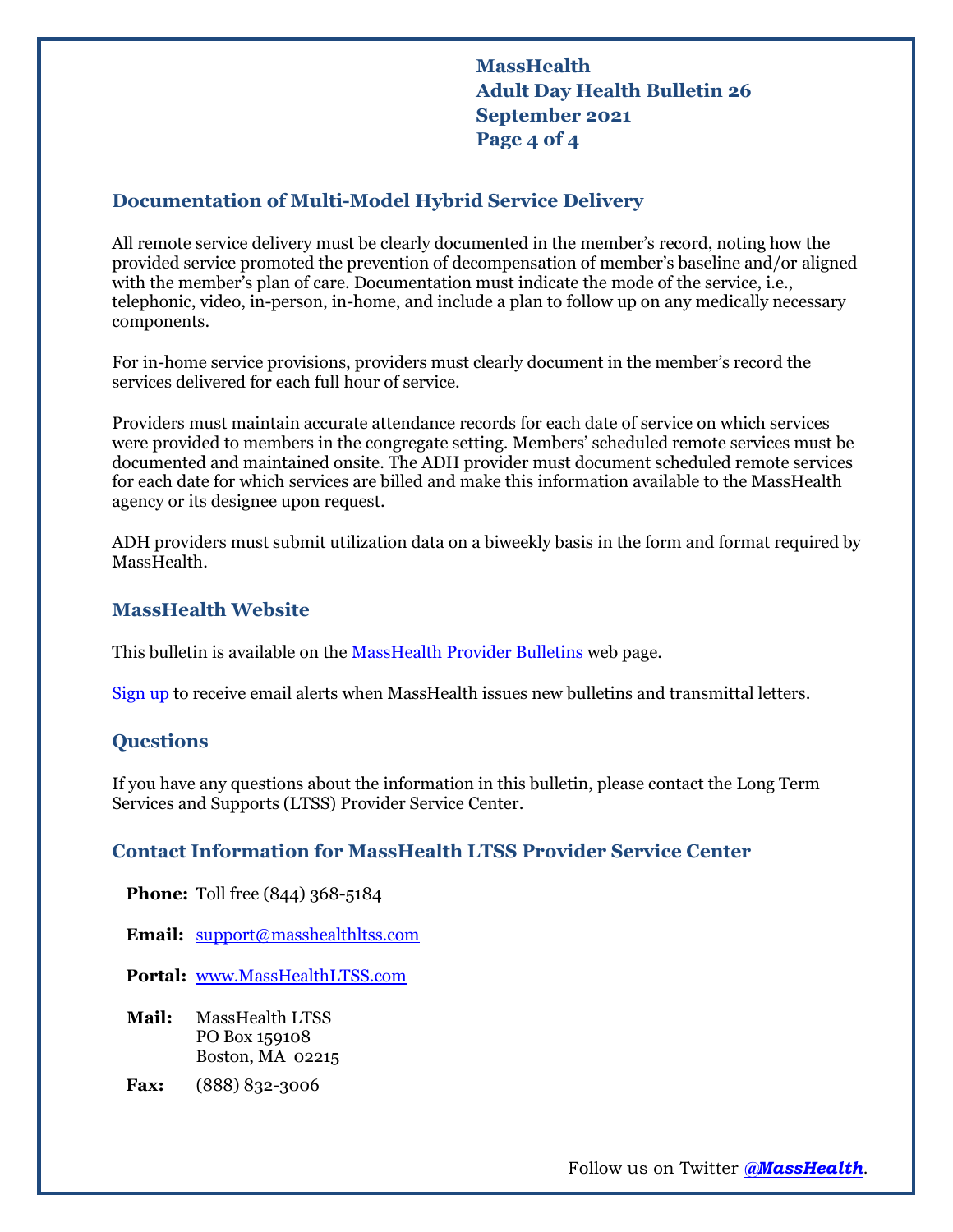## Documentation of Multi-Model Hybrid Service Delivery

All remote service delivery must be clearly documented in the member's record, noting how the provided service promoted the prevention of decompensation of member's baseline and/or aligned with the member's plan of care. Documentation must indicate the mode of the service, i.e., telephonic, video, in-person, in-home, and include a plan to follow up on any medically necessary components.

For in-home service provisions, providers must clearly document in the member's record the services delivered for each full hour of service.

Providers must maintain accurate attendance records for each date of service on which services were provided to members in the congregate setting. Members' scheduled remote services must be documented and maintained onsite. The ADH provider must document scheduled remote services for each date for which services are billed and make this information available to the MassHealth agency or its designee upon request.

ADH providers must submit utilization data on a biweekly basis in the form and format required by MassHealth.

## MassHealth Website

This bulletin is available on the MassHealth Provider Bulletins web page.

Sign up to receive email alerts when MassHealth issues new bulletins and transmittal letters.

## Questions

If you have any questions about the information in this bulletin, please contact the Long Term Services and Supports (LTSS) Provider Service Center.

## Contact Information for MassHealth LTSS Provider Service Center

**Phone:** Toll free (844) 368-5184

**Email:** support@masshealthltss.com

**Portal:** www.MassHealthLTSS.com

**Mail:** MassHealth LTSS
PO Box 159108
Boston, MA 02215

**Fax:** (888) 832-3006

Follow us on Twitter ***@MassHealth***.